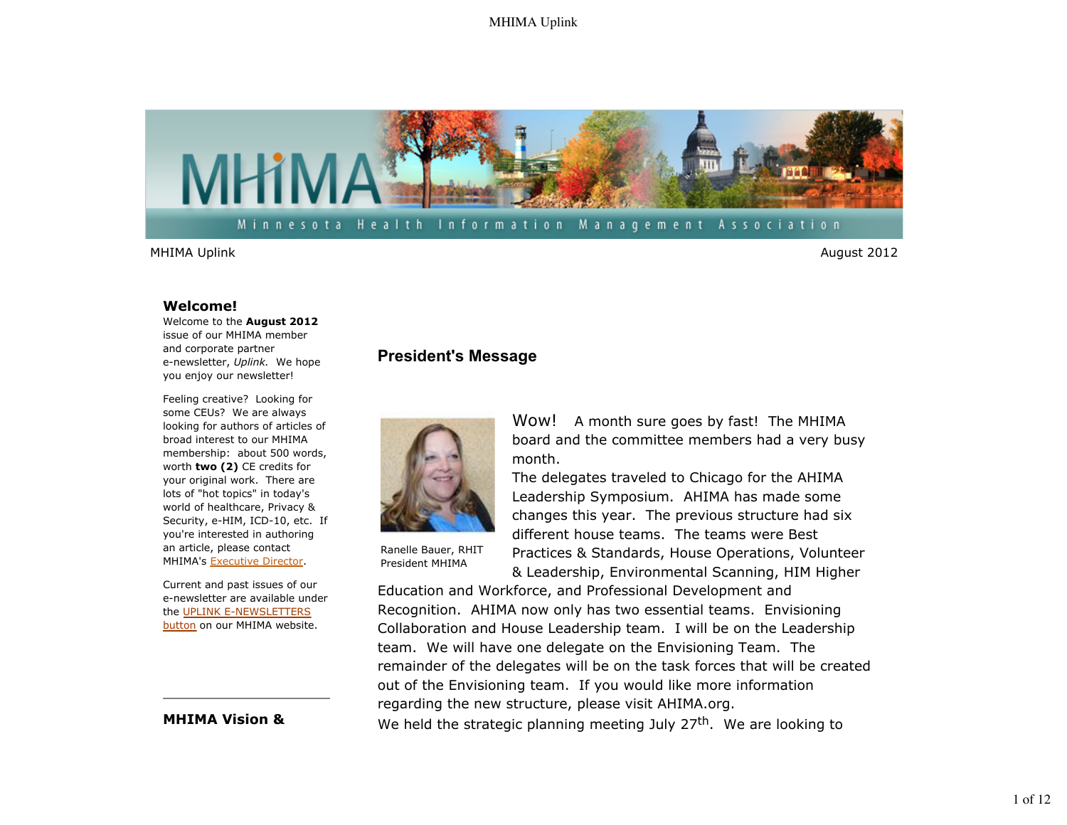MHIMA Uplink | August 2012

## Welcome!

Welcome to the **August 2012** issue of our MHIMA member and corporate partner e-newsletter, *Uplink.* We hope you enjoy our newsletter!

Feeling creative? Looking for some CEUs? We are always looking for authors of articles of broad interest to our MHIMA membership: about 500 words, worth **two (2)** CE credits for your original work. There are lots of "hot topics" in today's world of healthcare, Privacy & Security, e-HIM, ICD-10, etc. If you're interested in authoring an article, please contact MHIMA's Executive Director.

Current and past issues of our e-newsletter are available under the UPLINK E-NEWSLETTERS button on our MHIMA website.

---

**MHIMA Vision &**

## President's Message

Ranelle Bauer, RHIT
President MHIMA

Wow! A month sure goes by fast! The MHIMA board and the committee members had a very busy month.

The delegates traveled to Chicago for the AHIMA Leadership Symposium. AHIMA has made some changes this year. The previous structure had six different house teams. The teams were Best Practices & Standards, House Operations, Volunteer & Leadership, Environmental Scanning, HIM Higher Education and Workforce, and Professional Development and Recognition. AHIMA now only has two essential teams. Envisioning Collaboration and House Leadership team. I will be on the Leadership team. We will have one delegate on the Envisioning Team. The remainder of the delegates will be on the task forces that will be created out of the Envisioning team. If you would like more information regarding the new structure, please visit AHIMA.org.

We held the strategic planning meeting July 27th. We are looking to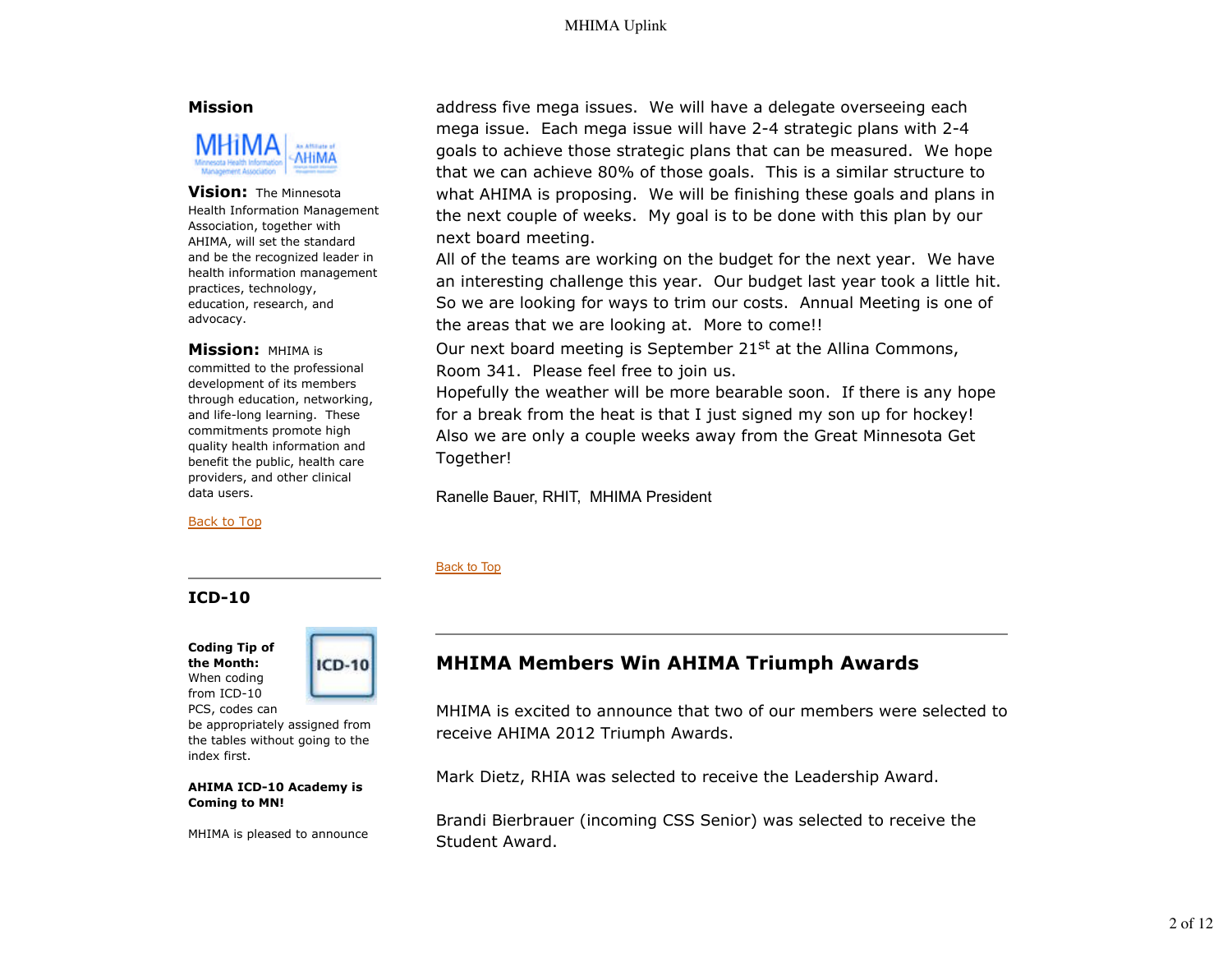## Mission

**Vision:** The Minnesota Health Information Management Association, together with AHIMA, will set the standard and be the recognized leader in health information management practices, technology, education, research, and advocacy.

**Mission:** MHIMA is committed to the professional development of its members through education, networking, and life-long learning. These commitments promote high quality health information and benefit the public, health care providers, and other clinical data users.

Back to Top

## ICD-10

**Coding Tip of the Month:** When coding from ICD-10 PCS, codes can be appropriately assigned from the tables without going to the index first.

**AHIMA ICD-10 Academy is Coming to MN!**

MHIMA is pleased to announce

address five mega issues. We will have a delegate overseeing each mega issue. Each mega issue will have 2-4 strategic plans with 2-4 goals to achieve those strategic plans that can be measured. We hope that we can achieve 80% of those goals. This is a similar structure to what AHIMA is proposing. We will be finishing these goals and plans in the next couple of weeks. My goal is to be done with this plan by our next board meeting.

All of the teams are working on the budget for the next year. We have an interesting challenge this year. Our budget last year took a little hit. So we are looking for ways to trim our costs. Annual Meeting is one of the areas that we are looking at. More to come!!

Our next board meeting is September 21st at the Allina Commons, Room 341. Please feel free to join us.

Hopefully the weather will be more bearable soon. If there is any hope for a break from the heat is that I just signed my son up for hockey! Also we are only a couple weeks away from the Great Minnesota Get Together!

Ranelle Bauer, RHIT, MHIMA President

Back to Top

## MHIMA Members Win AHIMA Triumph Awards

MHIMA is excited to announce that two of our members were selected to receive AHIMA 2012 Triumph Awards.

Mark Dietz, RHIA was selected to receive the Leadership Award.

Brandi Bierbrauer (incoming CSS Senior) was selected to receive the Student Award.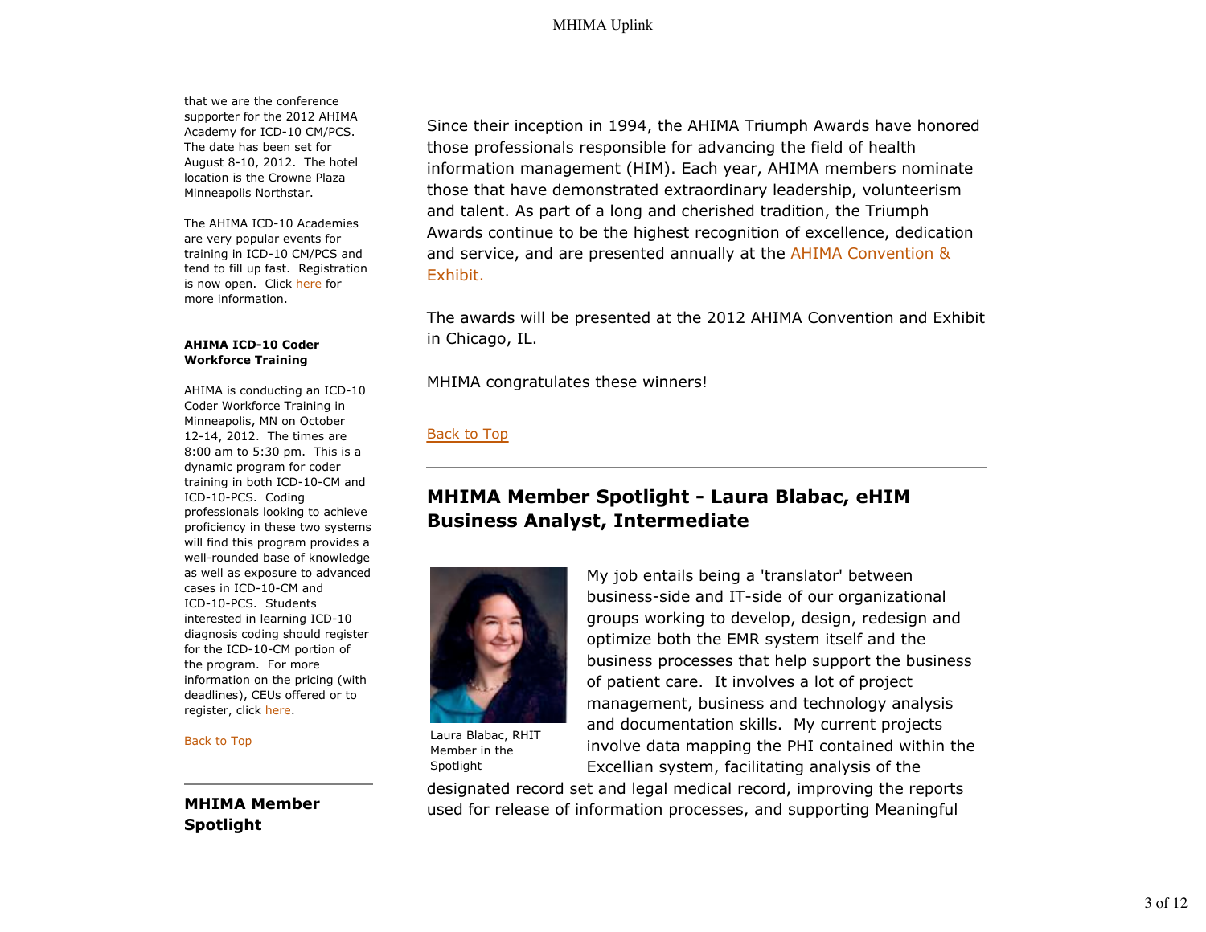that we are the conference supporter for the 2012 AHIMA Academy for ICD-10 CM/PCS. The date has been set for August 8-10, 2012. The hotel location is the Crowne Plaza Minneapolis Northstar.

The AHIMA ICD-10 Academies are very popular events for training in ICD-10 CM/PCS and tend to fill up fast. Registration is now open. Click here for more information.

**AHIMA ICD-10 Coder Workforce Training**

AHIMA is conducting an ICD-10 Coder Workforce Training in Minneapolis, MN on October 12-14, 2012. The times are 8:00 am to 5:30 pm. This is a dynamic program for coder training in both ICD-10-CM and ICD-10-PCS. Coding professionals looking to achieve proficiency in these two systems will find this program provides a well-rounded base of knowledge as well as exposure to advanced cases in ICD-10-CM and ICD-10-PCS. Students interested in learning ICD-10 diagnosis coding should register for the ICD-10-CM portion of the program. For more information on the pricing (with deadlines), CEUs offered or to register, click here.

Back to Top

**MHIMA Member Spotlight**

Since their inception in 1994, the AHIMA Triumph Awards have honored those professionals responsible for advancing the field of health information management (HIM). Each year, AHIMA members nominate those that have demonstrated extraordinary leadership, volunteerism and talent. As part of a long and cherished tradition, the Triumph Awards continue to be the highest recognition of excellence, dedication and service, and are presented annually at the AHIMA Convention & Exhibit.

The awards will be presented at the 2012 AHIMA Convention and Exhibit in Chicago, IL.

MHIMA congratulates these winners!

Back to Top

## MHIMA Member Spotlight - Laura Blabac, eHIM Business Analyst, Intermediate

Laura Blabac, RHIT Member in the Spotlight

My job entails being a 'translator' between business-side and IT-side of our organizational groups working to develop, design, redesign and optimize both the EMR system itself and the business processes that help support the business of patient care. It involves a lot of project management, business and technology analysis and documentation skills. My current projects involve data mapping the PHI contained within the Excellian system, facilitating analysis of the designated record set and legal medical record, improving the reports used for release of information processes, and supporting Meaningful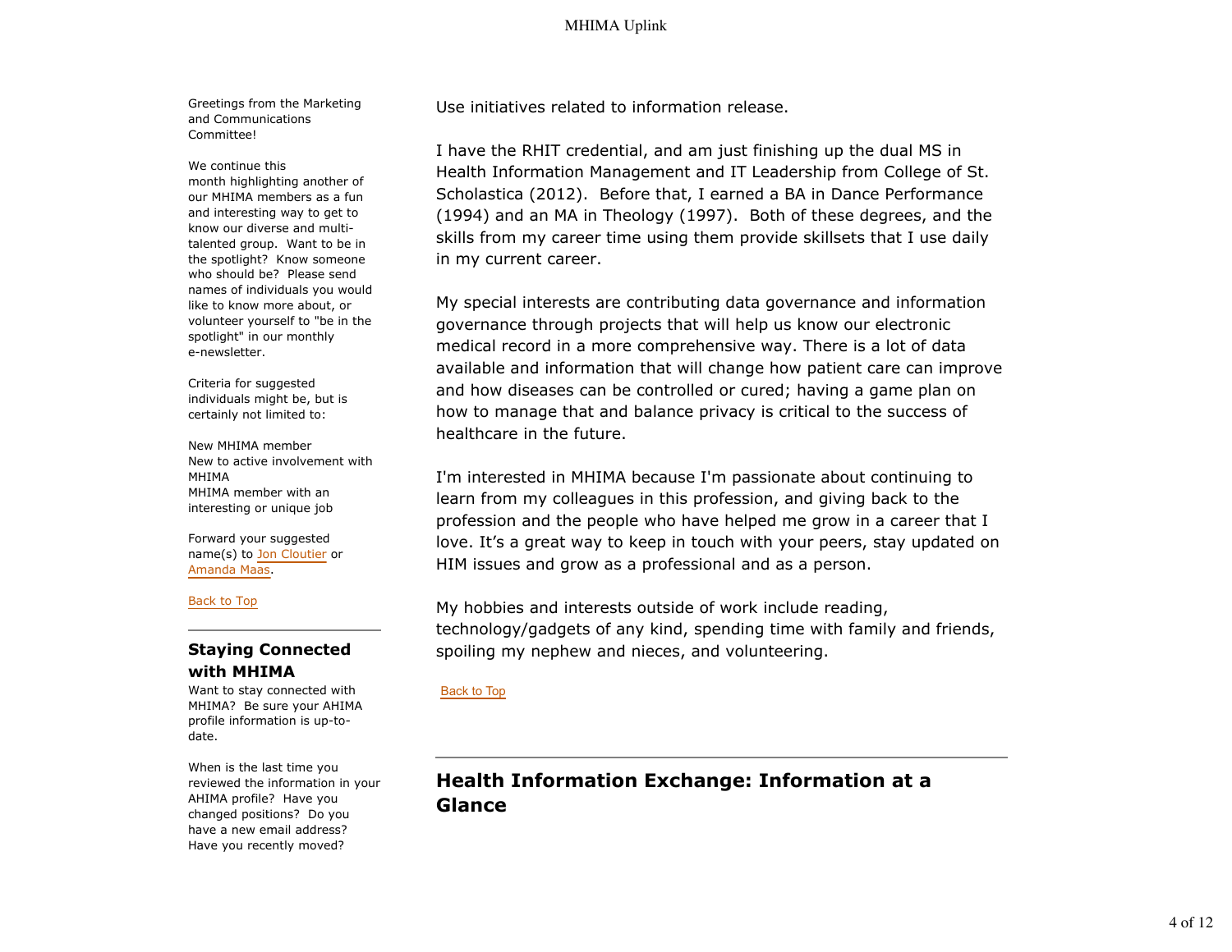Greetings from the Marketing and Communications Committee!

We continue this month highlighting another of our MHIMA members as a fun and interesting way to get to know our diverse and multi-talented group. Want to be in the spotlight? Know someone who should be? Please send names of individuals you would like to know more about, or volunteer yourself to "be in the spotlight" in our monthly e-newsletter.

Criteria for suggested individuals might be, but is certainly not limited to:

New MHIMA member
New to active involvement with MHIMA
MHIMA member with an interesting or unique job

Forward your suggested name(s) to Jon Cloutier or Amanda Maas.

Back to Top

## Staying Connected with MHIMA

Want to stay connected with MHIMA? Be sure your AHIMA profile information is up-to-date.

When is the last time you reviewed the information in your AHIMA profile? Have you changed positions? Do you have a new email address? Have you recently moved?

Use initiatives related to information release.

I have the RHIT credential, and am just finishing up the dual MS in Health Information Management and IT Leadership from College of St. Scholastica (2012). Before that, I earned a BA in Dance Performance (1994) and an MA in Theology (1997). Both of these degrees, and the skills from my career time using them provide skillsets that I use daily in my current career.

My special interests are contributing data governance and information governance through projects that will help us know our electronic medical record in a more comprehensive way. There is a lot of data available and information that will change how patient care can improve and how diseases can be controlled or cured; having a game plan on how to manage that and balance privacy is critical to the success of healthcare in the future.

I'm interested in MHIMA because I'm passionate about continuing to learn from my colleagues in this profession, and giving back to the profession and the people who have helped me grow in a career that I love. It's a great way to keep in touch with your peers, stay updated on HIM issues and grow as a professional and as a person.

My hobbies and interests outside of work include reading, technology/gadgets of any kind, spending time with family and friends, spoiling my nephew and nieces, and volunteering.

Back to Top

## Health Information Exchange: Information at a Glance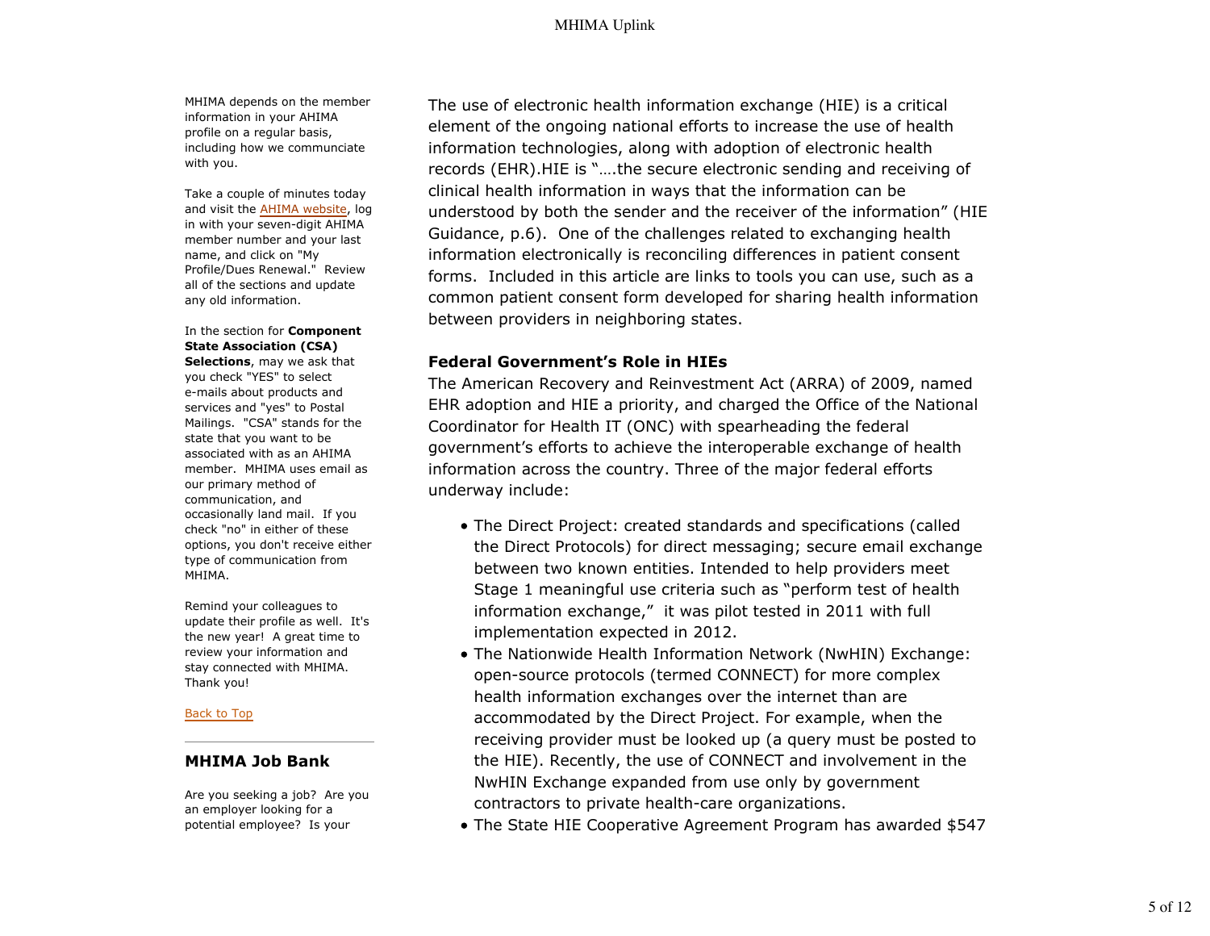MHIMA depends on the member information in your AHIMA profile on a regular basis, including how we communciate with you.

Take a couple of minutes today and visit the AHIMA website, log in with your seven-digit AHIMA member number and your last name, and click on "My Profile/Dues Renewal." Review all of the sections and update any old information.

In the section for **Component State Association (CSA) Selections**, may we ask that you check "YES" to select e-mails about products and services and "yes" to Postal Mailings. "CSA" stands for the state that you want to be associated with as an AHIMA member. MHIMA uses email as our primary method of communication, and occasionally land mail. If you check "no" in either of these options, you don't receive either type of communication from MHIMA.

Remind your colleagues to update their profile as well. It's the new year! A great time to review your information and stay connected with MHIMA. Thank you!

Back to Top

## MHIMA Job Bank

Are you seeking a job? Are you an employer looking for a potential employee? Is your

The use of electronic health information exchange (HIE) is a critical element of the ongoing national efforts to increase the use of health information technologies, along with adoption of electronic health records (EHR).HIE is "….the secure electronic sending and receiving of clinical health information in ways that the information can be understood by both the sender and the receiver of the information" (HIE Guidance, p.6). One of the challenges related to exchanging health information electronically is reconciling differences in patient consent forms. Included in this article are links to tools you can use, such as a common patient consent form developed for sharing health information between providers in neighboring states.

**Federal Government's Role in HIEs**

The American Recovery and Reinvestment Act (ARRA) of 2009, named EHR adoption and HIE a priority, and charged the Office of the National Coordinator for Health IT (ONC) with spearheading the federal government's efforts to achieve the interoperable exchange of health information across the country. Three of the major federal efforts underway include:

- The Direct Project: created standards and specifications (called the Direct Protocols) for direct messaging; secure email exchange between two known entities. Intended to help providers meet Stage 1 meaningful use criteria such as "perform test of health information exchange," it was pilot tested in 2011 with full implementation expected in 2012.
- The Nationwide Health Information Network (NwHIN) Exchange: open-source protocols (termed CONNECT) for more complex health information exchanges over the internet than are accommodated by the Direct Project. For example, when the receiving provider must be looked up (a query must be posted to the HIE). Recently, the use of CONNECT and involvement in the NwHIN Exchange expanded from use only by government contractors to private health-care organizations.
- The State HIE Cooperative Agreement Program has awarded $547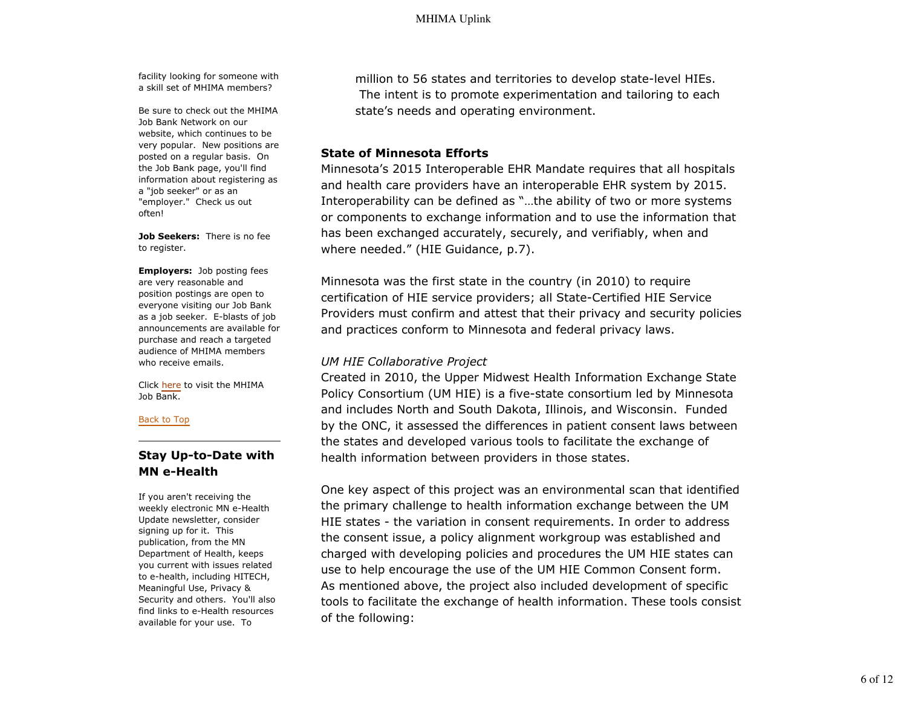facility looking for someone with a skill set of MHIMA members?

Be sure to check out the MHIMA Job Bank Network on our website, which continues to be very popular. New positions are posted on a regular basis. On the Job Bank page, you'll find information about registering as a "job seeker" or as an "employer." Check us out often!

**Job Seekers:** There is no fee to register.

**Employers:** Job posting fees are very reasonable and position postings are open to everyone visiting our Job Bank as a job seeker. E-blasts of job announcements are available for purchase and reach a targeted audience of MHIMA members who receive emails.

Click here to visit the MHIMA Job Bank.

Back to Top

---

## Stay Up-to-Date with MN e-Health

If you aren't receiving the weekly electronic MN e-Health Update newsletter, consider signing up for it. This publication, from the MN Department of Health, keeps you current with issues related to e-health, including HITECH, Meaningful Use, Privacy & Security and others. You'll also find links to e-Health resources available for your use. To

million to 56 states and territories to develop state-level HIEs. The intent is to promote experimentation and tailoring to each state's needs and operating environment.

**State of Minnesota Efforts**

Minnesota's 2015 Interoperable EHR Mandate requires that all hospitals and health care providers have an interoperable EHR system by 2015. Interoperability can be defined as "…the ability of two or more systems or components to exchange information and to use the information that has been exchanged accurately, securely, and verifiably, when and where needed." (HIE Guidance, p.7).

Minnesota was the first state in the country (in 2010) to require certification of HIE service providers; all State-Certified HIE Service Providers must confirm and attest that their privacy and security policies and practices conform to Minnesota and federal privacy laws.

*UM HIE Collaborative Project*

Created in 2010, the Upper Midwest Health Information Exchange State Policy Consortium (UM HIE) is a five-state consortium led by Minnesota and includes North and South Dakota, Illinois, and Wisconsin. Funded by the ONC, it assessed the differences in patient consent laws between the states and developed various tools to facilitate the exchange of health information between providers in those states.

One key aspect of this project was an environmental scan that identified the primary challenge to health information exchange between the UM HIE states - the variation in consent requirements. In order to address the consent issue, a policy alignment workgroup was established and charged with developing policies and procedures the UM HIE states can use to help encourage the use of the UM HIE Common Consent form. As mentioned above, the project also included development of specific tools to facilitate the exchange of health information. These tools consist of the following: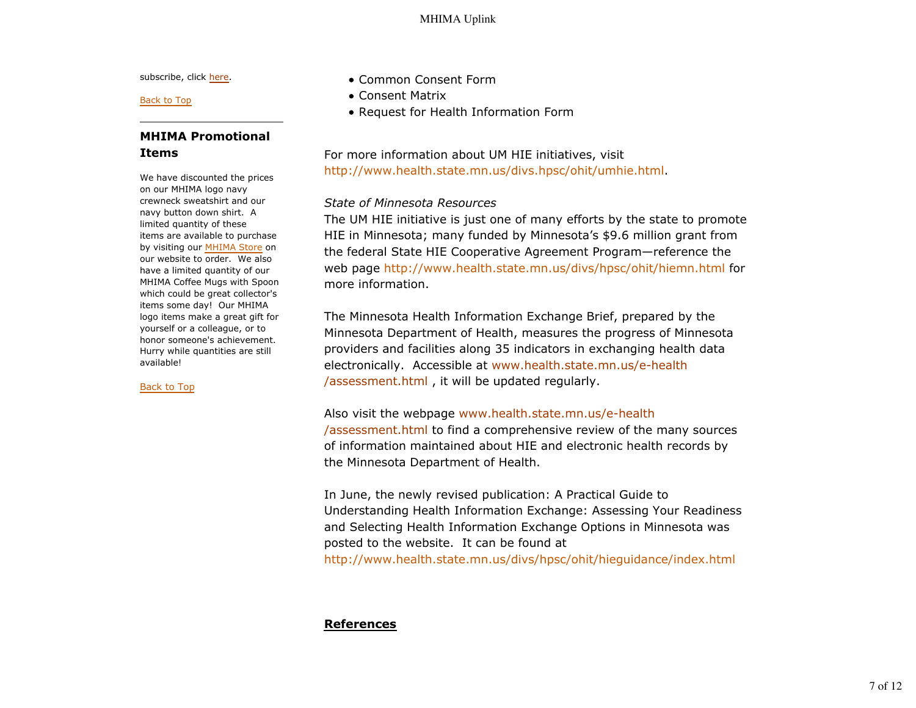subscribe, click here.

Back to Top

## MHIMA Promotional Items

We have discounted the prices on our MHIMA logo navy crewneck sweatshirt and our navy button down shirt. A limited quantity of these items are available to purchase by visiting our MHIMA Store on our website to order. We also have a limited quantity of our MHIMA Coffee Mugs with Spoon which could be great collector's items some day! Our MHIMA logo items make a great gift for yourself or a colleague, or to honor someone's achievement. Hurry while quantities are still available!

Back to Top

- Common Consent Form
- Consent Matrix
- Request for Health Information Form

For more information about UM HIE initiatives, visit http://www.health.state.mn.us/divs.hpsc/ohit/umhie.html.

*State of Minnesota Resources*

The UM HIE initiative is just one of many efforts by the state to promote HIE in Minnesota; many funded by Minnesota's $9.6 million grant from the federal State HIE Cooperative Agreement Program—reference the web page http://www.health.state.mn.us/divs/hpsc/ohit/hiemn.html for more information.

The Minnesota Health Information Exchange Brief, prepared by the Minnesota Department of Health, measures the progress of Minnesota providers and facilities along 35 indicators in exchanging health data electronically. Accessible at www.health.state.mn.us/e-health/assessment.html , it will be updated regularly.

Also visit the webpage www.health.state.mn.us/e-health/assessment.html to find a comprehensive review of the many sources of information maintained about HIE and electronic health records by the Minnesota Department of Health.

In June, the newly revised publication: A Practical Guide to Understanding Health Information Exchange: Assessing Your Readiness and Selecting Health Information Exchange Options in Minnesota was posted to the website. It can be found at http://www.health.state.mn.us/divs/hpsc/ohit/hieguidance/index.html

**References**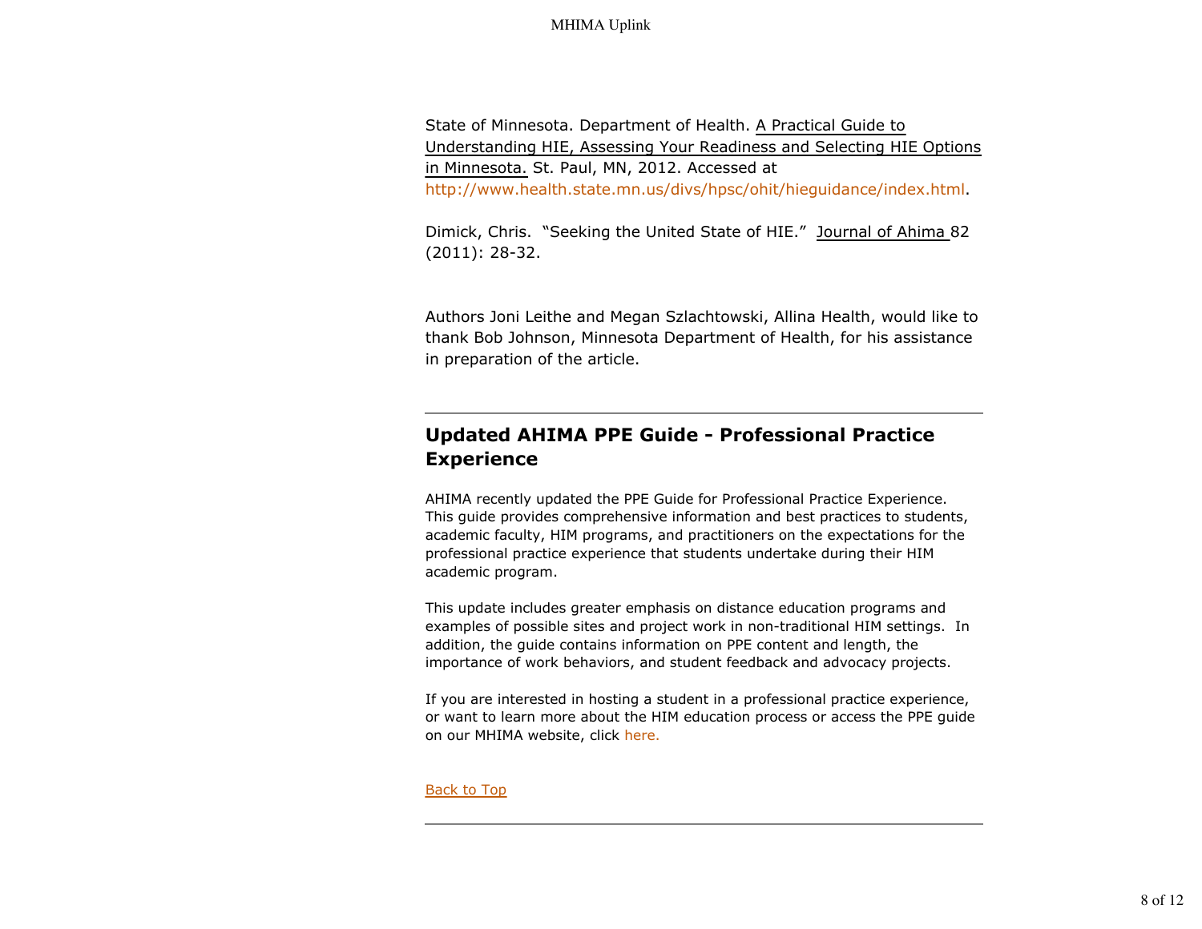State of Minnesota. Department of Health. A Practical Guide to Understanding HIE, Assessing Your Readiness and Selecting HIE Options in Minnesota. St. Paul, MN, 2012. Accessed at http://www.health.state.mn.us/divs/hpsc/ohit/hieguidance/index.html.

Dimick, Chris. "Seeking the United State of HIE." Journal of Ahima 82 (2011): 28-32.

Authors Joni Leithe and Megan Szlachtowski, Allina Health, would like to thank Bob Johnson, Minnesota Department of Health, for his assistance in preparation of the article.

---

## Updated AHIMA PPE Guide - Professional Practice Experience

AHIMA recently updated the PPE Guide for Professional Practice Experience. This guide provides comprehensive information and best practices to students, academic faculty, HIM programs, and practitioners on the expectations for the professional practice experience that students undertake during their HIM academic program.

This update includes greater emphasis on distance education programs and examples of possible sites and project work in non-traditional HIM settings. In addition, the guide contains information on PPE content and length, the importance of work behaviors, and student feedback and advocacy projects.

If you are interested in hosting a student in a professional practice experience, or want to learn more about the HIM education process or access the PPE guide on our MHIMA website, click here.

Back to Top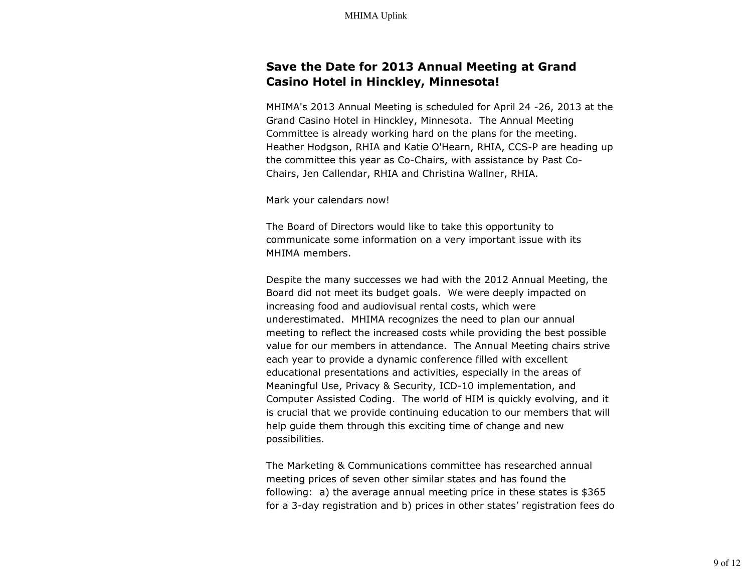## Save the Date for 2013 Annual Meeting at Grand Casino Hotel in Hinckley, Minnesota!

MHIMA's 2013 Annual Meeting is scheduled for April 24 -26, 2013 at the Grand Casino Hotel in Hinckley, Minnesota. The Annual Meeting Committee is already working hard on the plans for the meeting. Heather Hodgson, RHIA and Katie O'Hearn, RHIA, CCS-P are heading up the committee this year as Co-Chairs, with assistance by Past Co-Chairs, Jen Callendar, RHIA and Christina Wallner, RHIA.

Mark your calendars now!

The Board of Directors would like to take this opportunity to communicate some information on a very important issue with its MHIMA members.

Despite the many successes we had with the 2012 Annual Meeting, the Board did not meet its budget goals. We were deeply impacted on increasing food and audiovisual rental costs, which were underestimated. MHIMA recognizes the need to plan our annual meeting to reflect the increased costs while providing the best possible value for our members in attendance. The Annual Meeting chairs strive each year to provide a dynamic conference filled with excellent educational presentations and activities, especially in the areas of Meaningful Use, Privacy & Security, ICD-10 implementation, and Computer Assisted Coding. The world of HIM is quickly evolving, and it is crucial that we provide continuing education to our members that will help guide them through this exciting time of change and new possibilities.

The Marketing & Communications committee has researched annual meeting prices of seven other similar states and has found the following: a) the average annual meeting price in these states is $365 for a 3-day registration and b) prices in other states' registration fees do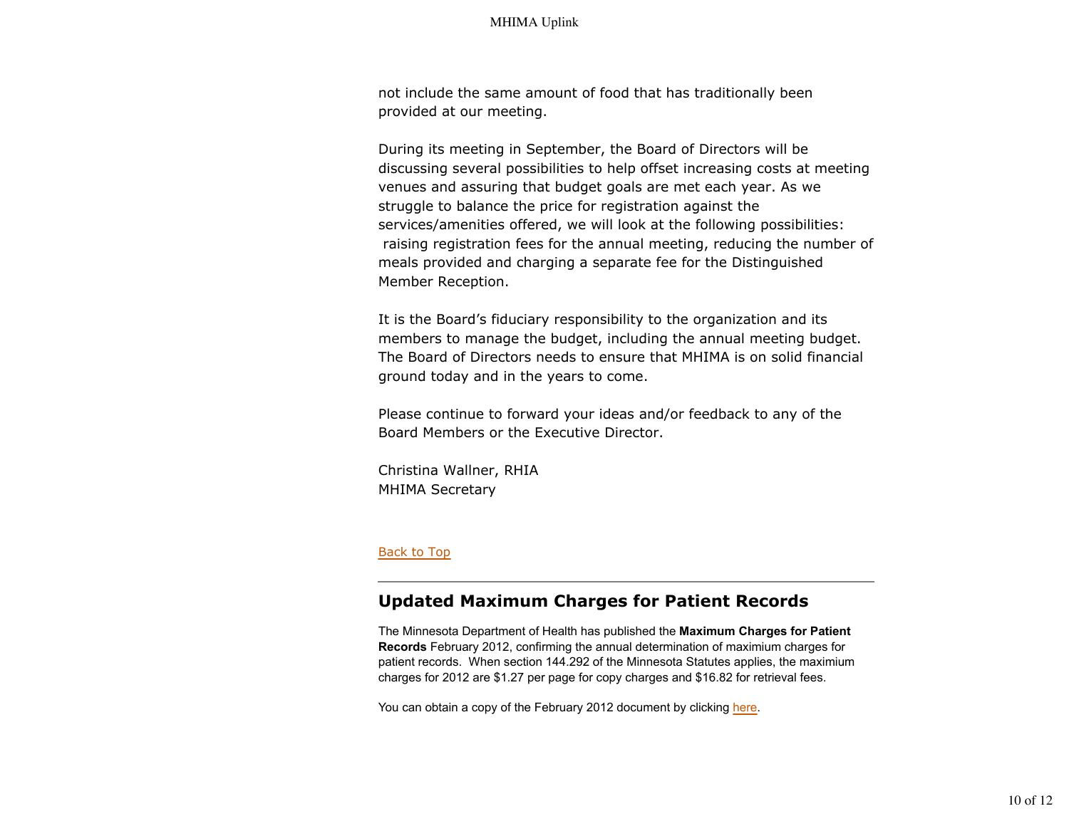not include the same amount of food that has traditionally been provided at our meeting.

During its meeting in September, the Board of Directors will be discussing several possibilities to help offset increasing costs at meeting venues and assuring that budget goals are met each year. As we struggle to balance the price for registration against the services/amenities offered, we will look at the following possibilities: raising registration fees for the annual meeting, reducing the number of meals provided and charging a separate fee for the Distinguished Member Reception.

It is the Board's fiduciary responsibility to the organization and its members to manage the budget, including the annual meeting budget. The Board of Directors needs to ensure that MHIMA is on solid financial ground today and in the years to come.

Please continue to forward your ideas and/or feedback to any of the Board Members or the Executive Director.

Christina Wallner, RHIA
MHIMA Secretary

Back to Top

---

## Updated Maximum Charges for Patient Records

The Minnesota Department of Health has published the **Maximum Charges for Patient Records** February 2012, confirming the annual determination of maximium charges for patient records. When section 144.292 of the Minnesota Statutes applies, the maximium charges for 2012 are $1.27 per page for copy charges and $16.82 for retrieval fees.

You can obtain a copy of the February 2012 document by clicking here.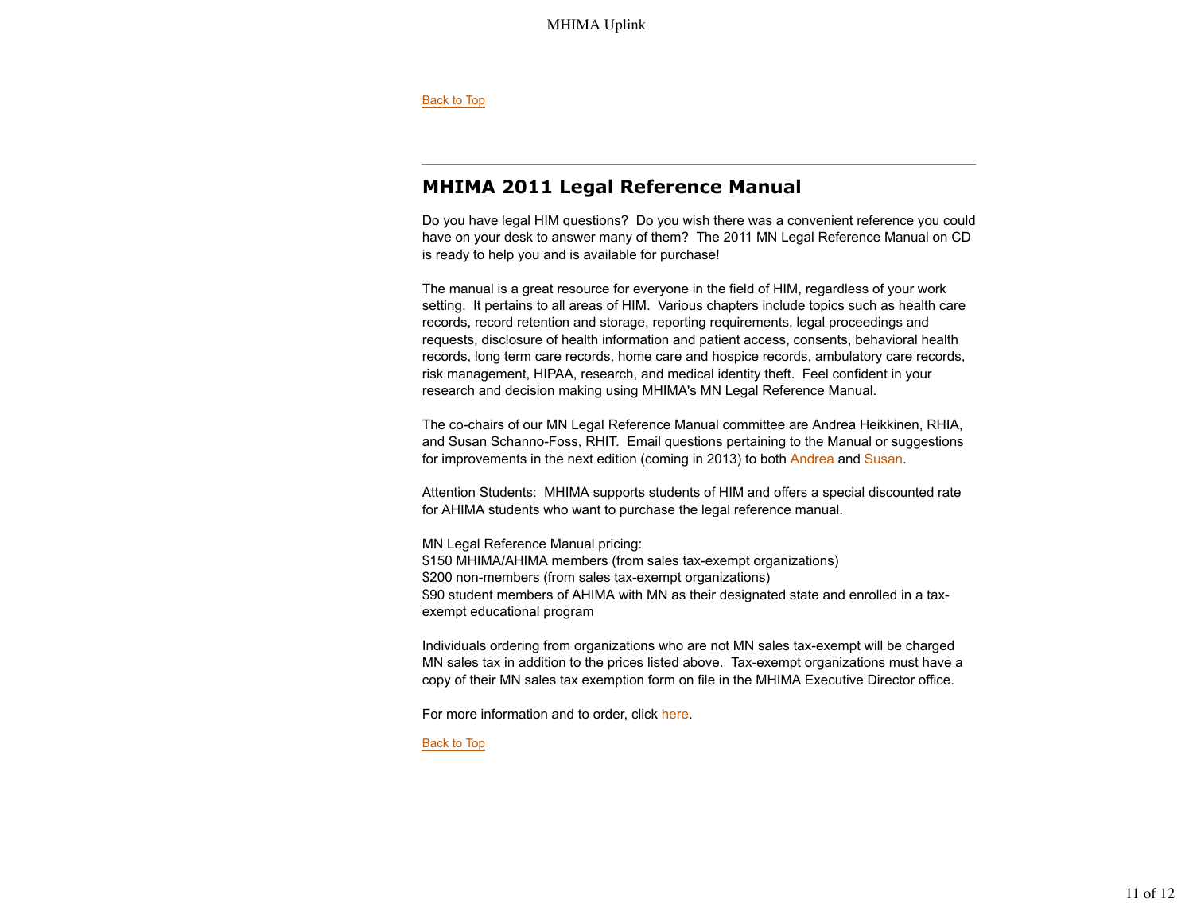Back to Top

---

## MHIMA 2011 Legal Reference Manual

Do you have legal HIM questions? Do you wish there was a convenient reference you could have on your desk to answer many of them? The 2011 MN Legal Reference Manual on CD is ready to help you and is available for purchase!

The manual is a great resource for everyone in the field of HIM, regardless of your work setting. It pertains to all areas of HIM. Various chapters include topics such as health care records, record retention and storage, reporting requirements, legal proceedings and requests, disclosure of health information and patient access, consents, behavioral health records, long term care records, home care and hospice records, ambulatory care records, risk management, HIPAA, research, and medical identity theft. Feel confident in your research and decision making using MHIMA's MN Legal Reference Manual.

The co-chairs of our MN Legal Reference Manual committee are Andrea Heikkinen, RHIA, and Susan Schanno-Foss, RHIT. Email questions pertaining to the Manual or suggestions for improvements in the next edition (coming in 2013) to both Andrea and Susan.

Attention Students: MHIMA supports students of HIM and offers a special discounted rate for AHIMA students who want to purchase the legal reference manual.

MN Legal Reference Manual pricing:
$150 MHIMA/AHIMA members (from sales tax-exempt organizations)
$200 non-members (from sales tax-exempt organizations)
$90 student members of AHIMA with MN as their designated state and enrolled in a tax-exempt educational program

Individuals ordering from organizations who are not MN sales tax-exempt will be charged MN sales tax in addition to the prices listed above. Tax-exempt organizations must have a copy of their MN sales tax exemption form on file in the MHIMA Executive Director office.

For more information and to order, click here.

Back to Top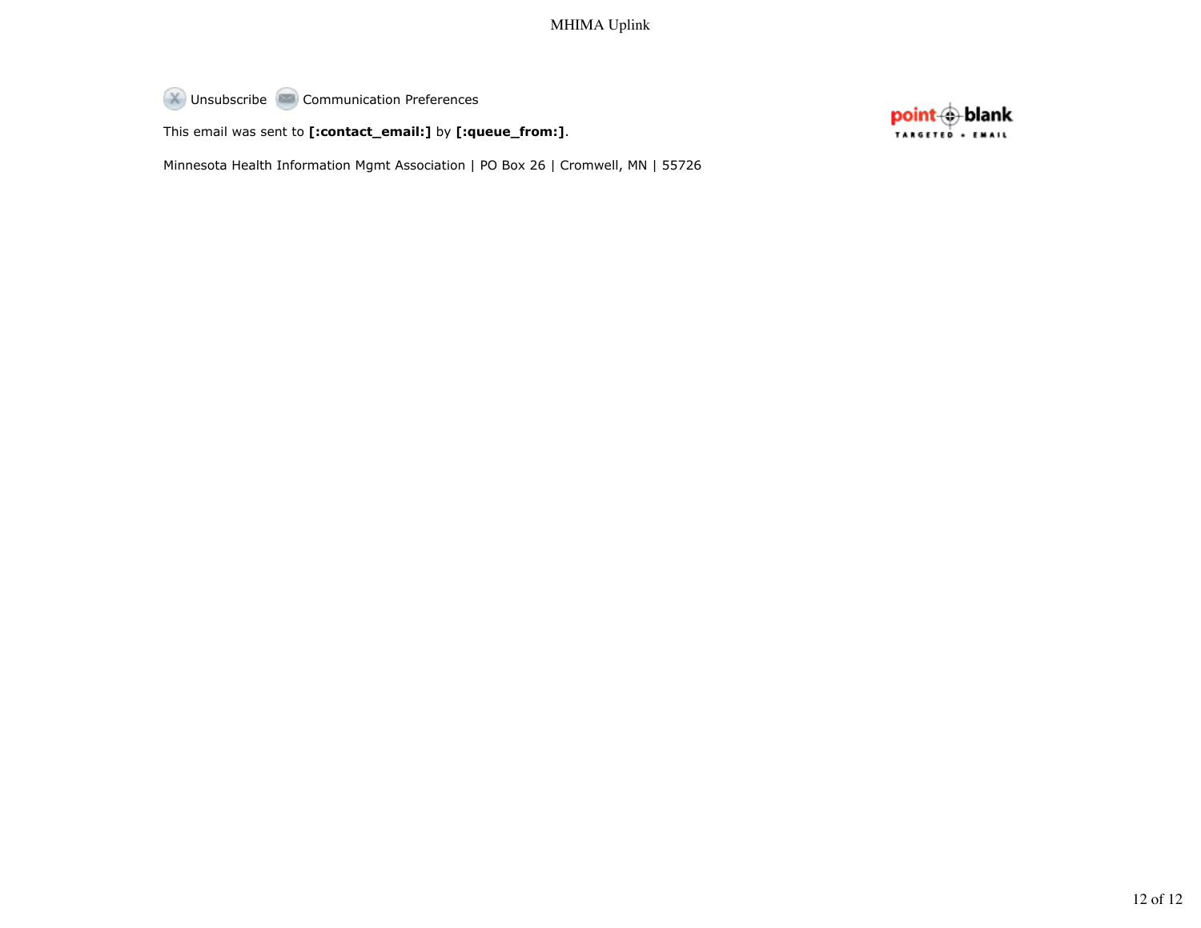Unsubscribe Communication Preferences

This email was sent to **[:contact_email:]** by **[:queue_from:]**.

Minnesota Health Information Mgmt Association | PO Box 26 | Cromwell, MN | 55726

point blank
TARGETED • EMAIL